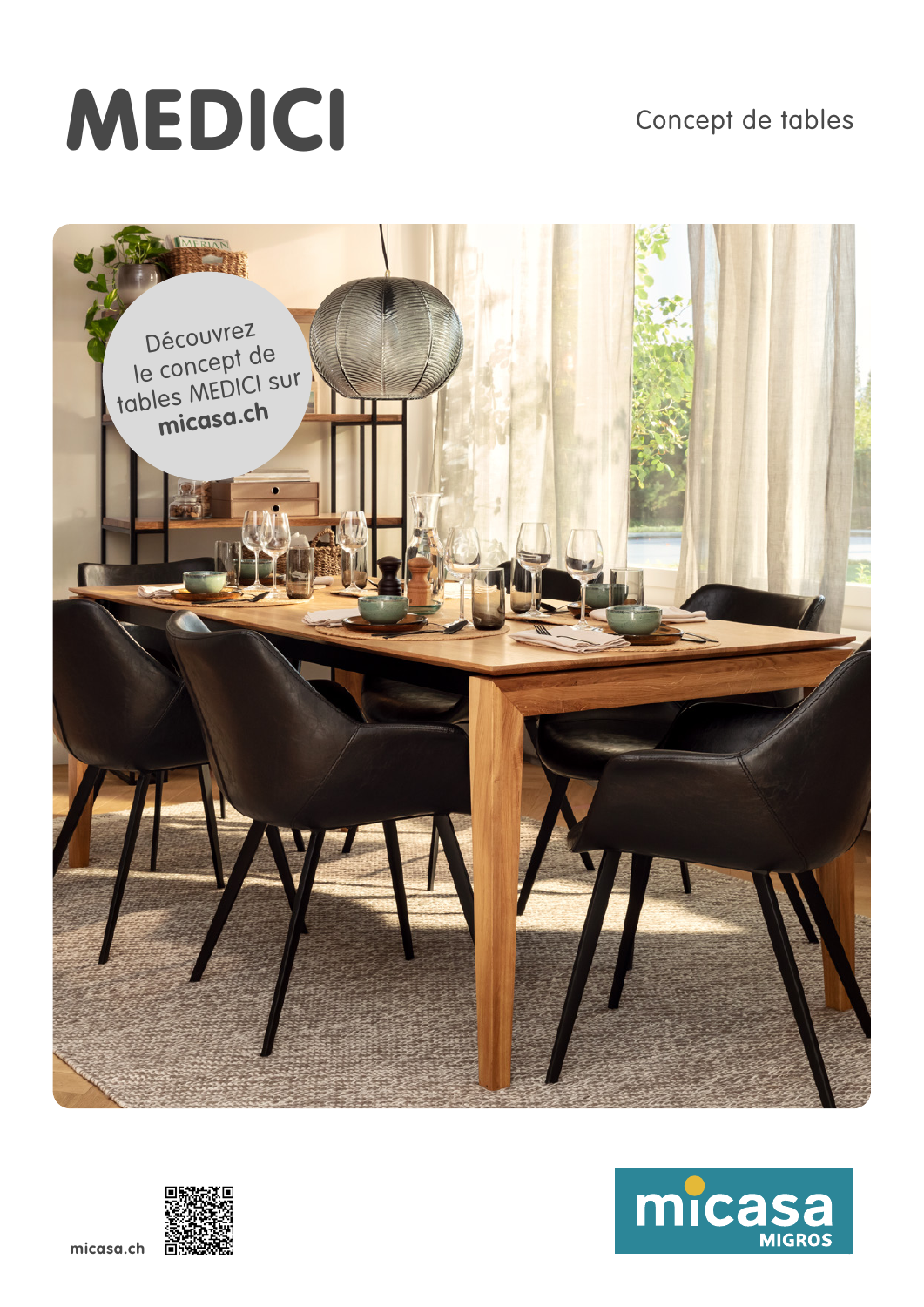# MEDICI

Concept de tables

Découvrez le concept de tables MEDICI sur **micasa.ch**

micasa.ch

micasa MIGROS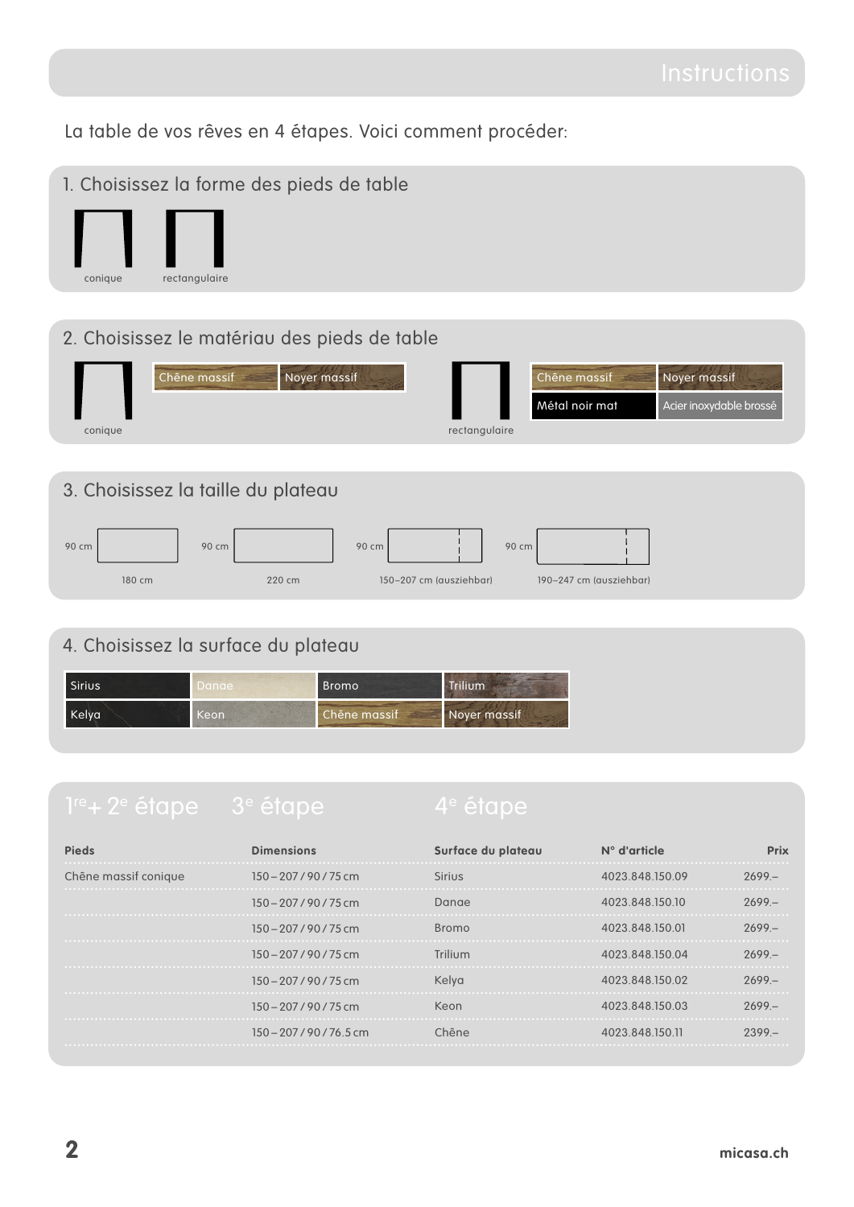# Instructions

La table de vos rêves en 4 étapes. Voici comment procéder:

## 1. Choisissez la forme des pieds de table

conique | rectangulaire

## 2. Choisissez le matériau des pieds de table

conique: Chêne massif, Noyer massif

rectangulaire: Chêne massif, Noyer massif, Métal noir mat, Acier inoxydable brossé

## 3. Choisissez la taille du plateau

- 90 cm × 180 cm
- 90 cm × 220 cm
- 90 cm × 150–207 cm (ausziehbar)
- 90 cm × 190–247 cm (ausziehbar)

## 4. Choisissez la surface du plateau

| | | | |
|---|---|---|---|
| Sirius | Danae | Bromo | Trilium |
| Kelya | Keon | Chêne massif | Noyer massif |

## 1re + 2e étape — 3e étape — 4e étape

| Pieds | Dimensions | Surface du plateau | N° d'article | Prix |
|---|---|---|---|---|
| Chêne massif conique | 150 – 207 / 90 / 75 cm | Sirius | 4023.848.150.09 | 2699.– |
| | 150 – 207 / 90 / 75 cm | Danae | 4023.848.150.10 | 2699.– |
| | 150 – 207 / 90 / 75 cm | Bromo | 4023.848.150.01 | 2699.– |
| | 150 – 207 / 90 / 75 cm | Trilium | 4023.848.150.04 | 2699.– |
| | 150 – 207 / 90 / 75 cm | Kelya | 4023.848.150.02 | 2699.– |
| | 150 – 207 / 90 / 75 cm | Keon | 4023.848.150.03 | 2699.– |
| | 150 – 207 / 90 / 76.5 cm | Chêne | 4023.848.150.11 | 2399.– |

micasa.ch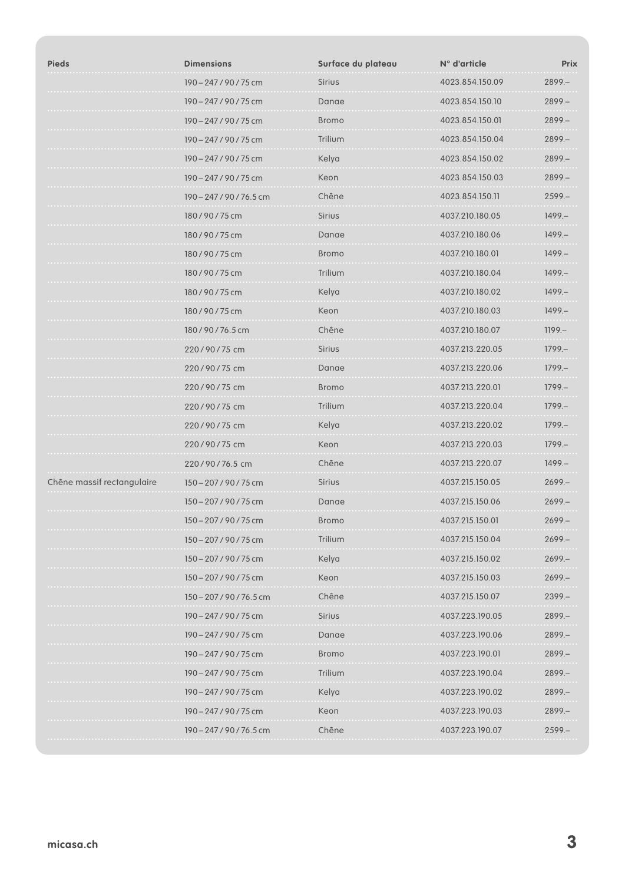| Pieds | Dimensions | Surface du plateau | N° d'article | Prix |
|---|---|---|---|---|
| | 190 – 247 / 90 / 75 cm | Sirius | 4023.854.150.09 | 2899.– |
| | 190 – 247 / 90 / 75 cm | Danae | 4023.854.150.10 | 2899.– |
| | 190 – 247 / 90 / 75 cm | Bromo | 4023.854.150.01 | 2899.– |
| | 190 – 247 / 90 / 75 cm | Trilium | 4023.854.150.04 | 2899.– |
| | 190 – 247 / 90 / 75 cm | Kelya | 4023.854.150.02 | 2899.– |
| | 190 – 247 / 90 / 75 cm | Keon | 4023.854.150.03 | 2899.– |
| | 190 – 247 / 90 / 76.5 cm | Chêne | 4023.854.150.11 | 2599.– |
| | 180 / 90 / 75 cm | Sirius | 4037.210.180.05 | 1499.– |
| | 180 / 90 / 75 cm | Danae | 4037.210.180.06 | 1499.– |
| | 180 / 90 / 75 cm | Bromo | 4037.210.180.01 | 1499.– |
| | 180 / 90 / 75 cm | Trilium | 4037.210.180.04 | 1499.– |
| | 180 / 90 / 75 cm | Kelya | 4037.210.180.02 | 1499.– |
| | 180 / 90 / 75 cm | Keon | 4037.210.180.03 | 1499.– |
| | 180 / 90 / 76.5 cm | Chêne | 4037.210.180.07 | 1199.– |
| | 220 / 90 / 75 cm | Sirius | 4037.213.220.05 | 1799.– |
| | 220 / 90 / 75 cm | Danae | 4037.213.220.06 | 1799.– |
| | 220 / 90 / 75 cm | Bromo | 4037.213.220.01 | 1799.– |
| | 220 / 90 / 75 cm | Trilium | 4037.213.220.04 | 1799.– |
| | 220 / 90 / 75 cm | Kelya | 4037.213.220.02 | 1799.– |
| | 220 / 90 / 75 cm | Keon | 4037.213.220.03 | 1799.– |
| | 220 / 90 / 76.5 cm | Chêne | 4037.213.220.07 | 1499.– |
| Chêne massif rectangulaire | 150 – 207 / 90 / 75 cm | Sirius | 4037.215.150.05 | 2699.– |
| | 150 – 207 / 90 / 75 cm | Danae | 4037.215.150.06 | 2699.– |
| | 150 – 207 / 90 / 75 cm | Bromo | 4037.215.150.01 | 2699.– |
| | 150 – 207 / 90 / 75 cm | Trilium | 4037.215.150.04 | 2699.– |
| | 150 – 207 / 90 / 75 cm | Kelya | 4037.215.150.02 | 2699.– |
| | 150 – 207 / 90 / 75 cm | Keon | 4037.215.150.03 | 2699.– |
| | 150 – 207 / 90 / 76.5 cm | Chêne | 4037.215.150.07 | 2399.– |
| | 190 – 247 / 90 / 75 cm | Sirius | 4037.223.190.05 | 2899.– |
| | 190 – 247 / 90 / 75 cm | Danae | 4037.223.190.06 | 2899.– |
| | 190 – 247 / 90 / 75 cm | Bromo | 4037.223.190.01 | 2899.– |
| | 190 – 247 / 90 / 75 cm | Trilium | 4037.223.190.04 | 2899.– |
| | 190 – 247 / 90 / 75 cm | Kelya | 4037.223.190.02 | 2899.– |
| | 190 – 247 / 90 / 75 cm | Keon | 4037.223.190.03 | 2899.– |
| | 190 – 247 / 90 / 76.5 cm | Chêne | 4037.223.190.07 | 2599.– |

micasa.ch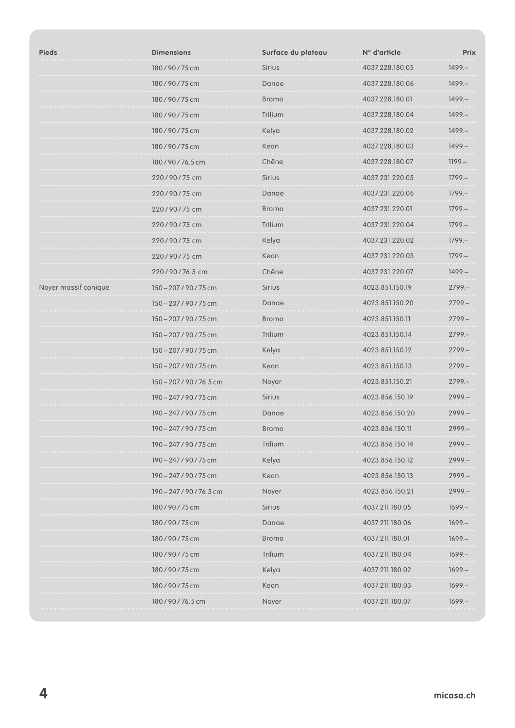| Pieds | Dimensions | Surface du plateau | N° d'article | Prix |
|---|---|---|---|---|
| | 180 / 90 / 75 cm | Sirius | 4037.228.180.05 | 1499.– |
| | 180 / 90 / 75 cm | Danae | 4037.228.180.06 | 1499.– |
| | 180 / 90 / 75 cm | Bromo | 4037.228.180.01 | 1499.– |
| | 180 / 90 / 75 cm | Trilium | 4037.228.180.04 | 1499.– |
| | 180 / 90 / 75 cm | Kelya | 4037.228.180.02 | 1499.– |
| | 180 / 90 / 75 cm | Keon | 4037.228.180.03 | 1499.– |
| | 180 / 90 / 76.5 cm | Chêne | 4037.228.180.07 | 1199.– |
| | 220 / 90 / 75 cm | Sirius | 4037.231.220.05 | 1799.– |
| | 220 / 90 / 75 cm | Danae | 4037.231.220.06 | 1799.– |
| | 220 / 90 / 75 cm | Bromo | 4037.231.220.01 | 1799.– |
| | 220 / 90 / 75 cm | Trilium | 4037.231.220.04 | 1799.– |
| | 220 / 90 / 75 cm | Kelya | 4037.231.220.02 | 1799.– |
| | 220 / 90 / 75 cm | Keon | 4037.231.220.03 | 1799.– |
| | 220 / 90 / 76.5 cm | Chêne | 4037.231.220.07 | 1499.– |
| Noyer massif conique | 150 – 207 / 90 / 75 cm | Sirius | 4023.851.150.19 | 2799.– |
| | 150 – 207 / 90 / 75 cm | Danae | 4023.851.150.20 | 2799.– |
| | 150 – 207 / 90 / 75 cm | Bromo | 4023.851.150.11 | 2799.– |
| | 150 – 207 / 90 / 75 cm | Trilium | 4023.851.150.14 | 2799.– |
| | 150 – 207 / 90 / 75 cm | Kelya | 4023.851.150.12 | 2799.– |
| | 150 – 207 / 90 / 75 cm | Keon | 4023.851.150.13 | 2799.– |
| | 150 – 207 / 90 / 76.5 cm | Noyer | 4023.851.150.21 | 2799.– |
| | 190 – 247 / 90 / 75 cm | Sirius | 4023.856.150.19 | 2999.– |
| | 190 – 247 / 90 / 75 cm | Danae | 4023.856.150.20 | 2999.– |
| | 190 – 247 / 90 / 75 cm | Bromo | 4023.856.150.11 | 2999.– |
| | 190 – 247 / 90 / 75 cm | Trilium | 4023.856.150.14 | 2999.– |
| | 190 – 247 / 90 / 75 cm | Kelya | 4023.856.150.12 | 2999.– |
| | 190 – 247 / 90 / 75 cm | Keon | 4023.856.150.13 | 2999.– |
| | 190 – 247 / 90 / 76.5 cm | Noyer | 4023.856.150.21 | 2999.– |
| | 180 / 90 / 75 cm | Sirius | 4037.211.180.05 | 1699.– |
| | 180 / 90 / 75 cm | Danae | 4037.211.180.06 | 1699.– |
| | 180 / 90 / 75 cm | Bromo | 4037.211.180.01 | 1699.– |
| | 180 / 90 / 75 cm | Trilium | 4037.211.180.04 | 1699.– |
| | 180 / 90 / 75 cm | Kelya | 4037.211.180.02 | 1699.– |
| | 180 / 90 / 75 cm | Keon | 4037.211.180.03 | 1699.– |
| | 180 / 90 / 76.5 cm | Noyer | 4037.211.180.07 | 1699.– |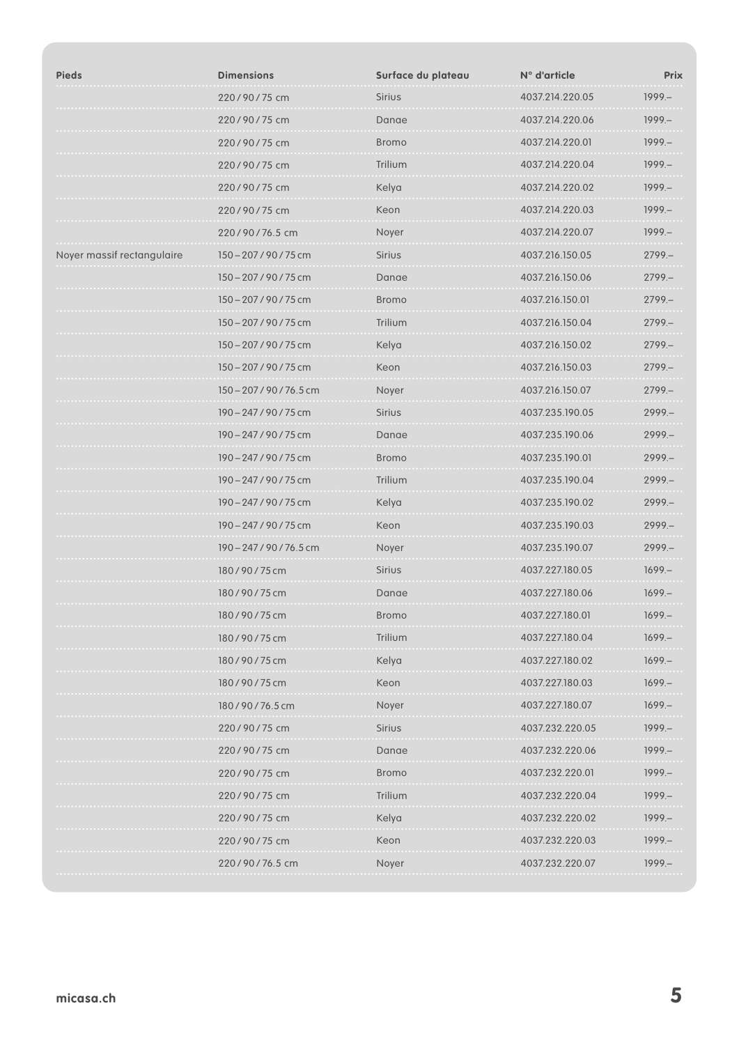| Pieds | Dimensions | Surface du plateau | N° d'article | Prix |
|---|---|---|---|---|
| | 220 / 90 / 75 cm | Sirius | 4037.214.220.05 | 1999.– |
| | 220 / 90 / 75 cm | Danae | 4037.214.220.06 | 1999.– |
| | 220 / 90 / 75 cm | Bromo | 4037.214.220.01 | 1999.– |
| | 220 / 90 / 75 cm | Trilium | 4037.214.220.04 | 1999.– |
| | 220 / 90 / 75 cm | Kelya | 4037.214.220.02 | 1999.– |
| | 220 / 90 / 75 cm | Keon | 4037.214.220.03 | 1999.– |
| | 220 / 90 / 76.5 cm | Noyer | 4037.214.220.07 | 1999.– |
| Noyer massif rectangulaire | 150 – 207 / 90 / 75 cm | Sirius | 4037.216.150.05 | 2799.– |
| | 150 – 207 / 90 / 75 cm | Danae | 4037.216.150.06 | 2799.– |
| | 150 – 207 / 90 / 75 cm | Bromo | 4037.216.150.01 | 2799.– |
| | 150 – 207 / 90 / 75 cm | Trilium | 4037.216.150.04 | 2799.– |
| | 150 – 207 / 90 / 75 cm | Kelya | 4037.216.150.02 | 2799.– |
| | 150 – 207 / 90 / 75 cm | Keon | 4037.216.150.03 | 2799.– |
| | 150 – 207 / 90 / 76.5 cm | Noyer | 4037.216.150.07 | 2799.– |
| | 190 – 247 / 90 / 75 cm | Sirius | 4037.235.190.05 | 2999.– |
| | 190 – 247 / 90 / 75 cm | Danae | 4037.235.190.06 | 2999.– |
| | 190 – 247 / 90 / 75 cm | Bromo | 4037.235.190.01 | 2999.– |
| | 190 – 247 / 90 / 75 cm | Trilium | 4037.235.190.04 | 2999.– |
| | 190 – 247 / 90 / 75 cm | Kelya | 4037.235.190.02 | 2999.– |
| | 190 – 247 / 90 / 75 cm | Keon | 4037.235.190.03 | 2999.– |
| | 190 – 247 / 90 / 76.5 cm | Noyer | 4037.235.190.07 | 2999.– |
| | 180 / 90 / 75 cm | Sirius | 4037.227.180.05 | 1699.– |
| | 180 / 90 / 75 cm | Danae | 4037.227.180.06 | 1699.– |
| | 180 / 90 / 75 cm | Bromo | 4037.227.180.01 | 1699.– |
| | 180 / 90 / 75 cm | Trilium | 4037.227.180.04 | 1699.– |
| | 180 / 90 / 75 cm | Kelya | 4037.227.180.02 | 1699.– |
| | 180 / 90 / 75 cm | Keon | 4037.227.180.03 | 1699.– |
| | 180 / 90 / 76.5 cm | Noyer | 4037.227.180.07 | 1699.– |
| | 220 / 90 / 75 cm | Sirius | 4037.232.220.05 | 1999.– |
| | 220 / 90 / 75 cm | Danae | 4037.232.220.06 | 1999.– |
| | 220 / 90 / 75 cm | Bromo | 4037.232.220.01 | 1999.– |
| | 220 / 90 / 75 cm | Trilium | 4037.232.220.04 | 1999.– |
| | 220 / 90 / 75 cm | Kelya | 4037.232.220.02 | 1999.– |
| | 220 / 90 / 75 cm | Keon | 4037.232.220.03 | 1999.– |
| | 220 / 90 / 76.5 cm | Noyer | 4037.232.220.07 | 1999.– |

micasa.ch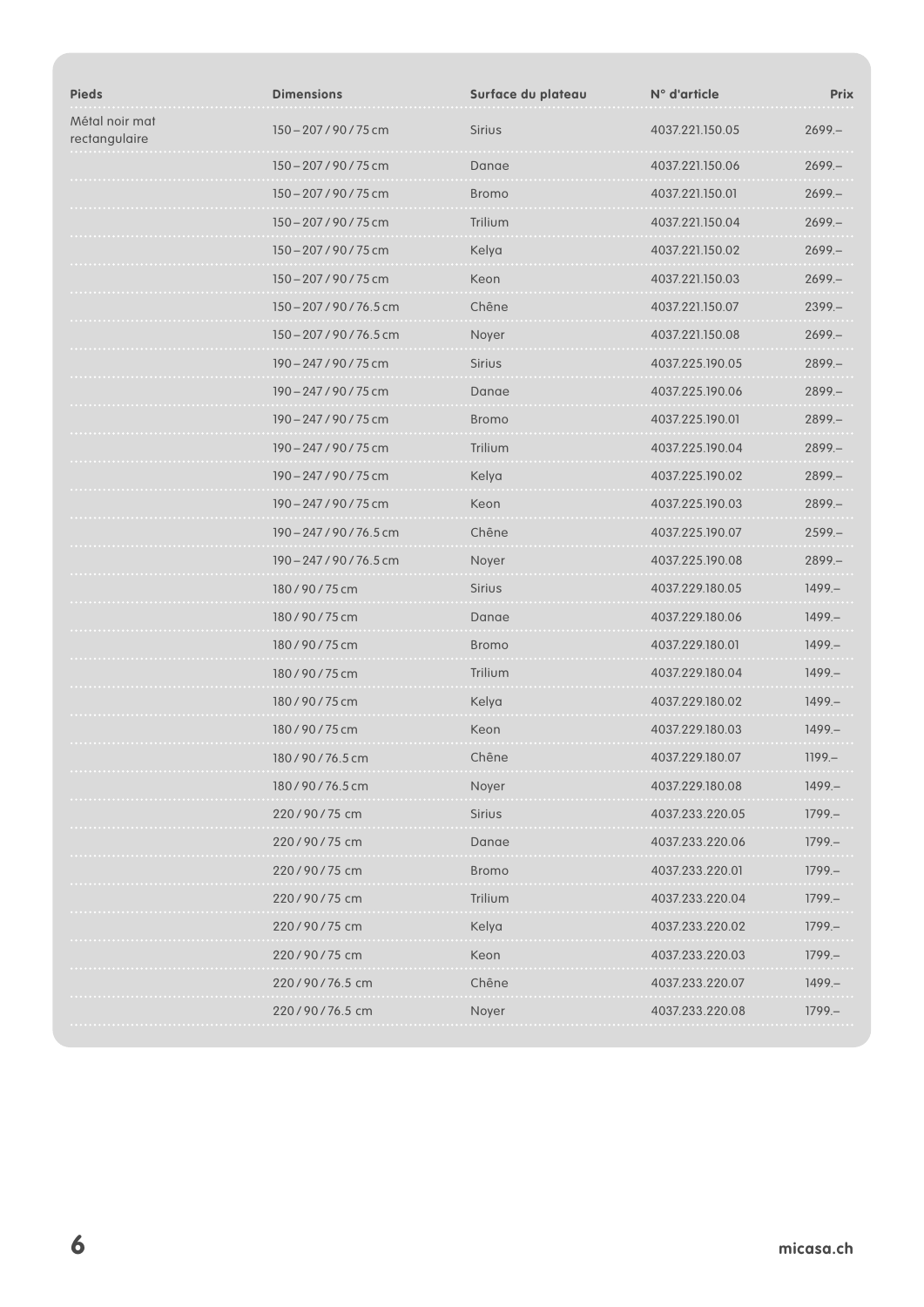| Pieds | Dimensions | Surface du plateau | N° d'article | Prix |
|---|---|---|---|---|
| Métal noir mat rectangulaire | 150 – 207 / 90 / 75 cm | Sirius | 4037.221.150.05 | 2699.– |
| | 150 – 207 / 90 / 75 cm | Danae | 4037.221.150.06 | 2699.– |
| | 150 – 207 / 90 / 75 cm | Bromo | 4037.221.150.01 | 2699.– |
| | 150 – 207 / 90 / 75 cm | Trilium | 4037.221.150.04 | 2699.– |
| | 150 – 207 / 90 / 75 cm | Kelya | 4037.221.150.02 | 2699.– |
| | 150 – 207 / 90 / 75 cm | Keon | 4037.221.150.03 | 2699.– |
| | 150 – 207 / 90 / 76.5 cm | Chêne | 4037.221.150.07 | 2399.– |
| | 150 – 207 / 90 / 76.5 cm | Noyer | 4037.221.150.08 | 2699.– |
| | 190 – 247 / 90 / 75 cm | Sirius | 4037.225.190.05 | 2899.– |
| | 190 – 247 / 90 / 75 cm | Danae | 4037.225.190.06 | 2899.– |
| | 190 – 247 / 90 / 75 cm | Bromo | 4037.225.190.01 | 2899.– |
| | 190 – 247 / 90 / 75 cm | Trilium | 4037.225.190.04 | 2899.– |
| | 190 – 247 / 90 / 75 cm | Kelya | 4037.225.190.02 | 2899.– |
| | 190 – 247 / 90 / 75 cm | Keon | 4037.225.190.03 | 2899.– |
| | 190 – 247 / 90 / 76.5 cm | Chêne | 4037.225.190.07 | 2599.– |
| | 190 – 247 / 90 / 76.5 cm | Noyer | 4037.225.190.08 | 2899.– |
| | 180 / 90 / 75 cm | Sirius | 4037.229.180.05 | 1499.– |
| | 180 / 90 / 75 cm | Danae | 4037.229.180.06 | 1499.– |
| | 180 / 90 / 75 cm | Bromo | 4037.229.180.01 | 1499.– |
| | 180 / 90 / 75 cm | Trilium | 4037.229.180.04 | 1499.– |
| | 180 / 90 / 75 cm | Kelya | 4037.229.180.02 | 1499.– |
| | 180 / 90 / 75 cm | Keon | 4037.229.180.03 | 1499.– |
| | 180 / 90 / 76.5 cm | Chêne | 4037.229.180.07 | 1199.– |
| | 180 / 90 / 76.5 cm | Noyer | 4037.229.180.08 | 1499.– |
| | 220 / 90 / 75 cm | Sirius | 4037.233.220.05 | 1799.– |
| | 220 / 90 / 75 cm | Danae | 4037.233.220.06 | 1799.– |
| | 220 / 90 / 75 cm | Bromo | 4037.233.220.01 | 1799.– |
| | 220 / 90 / 75 cm | Trilium | 4037.233.220.04 | 1799.– |
| | 220 / 90 / 75 cm | Kelya | 4037.233.220.02 | 1799.– |
| | 220 / 90 / 75 cm | Keon | 4037.233.220.03 | 1799.– |
| | 220 / 90 / 76.5 cm | Chêne | 4037.233.220.07 | 1499.– |
| | 220 / 90 / 76.5 cm | Noyer | 4037.233.220.08 | 1799.– |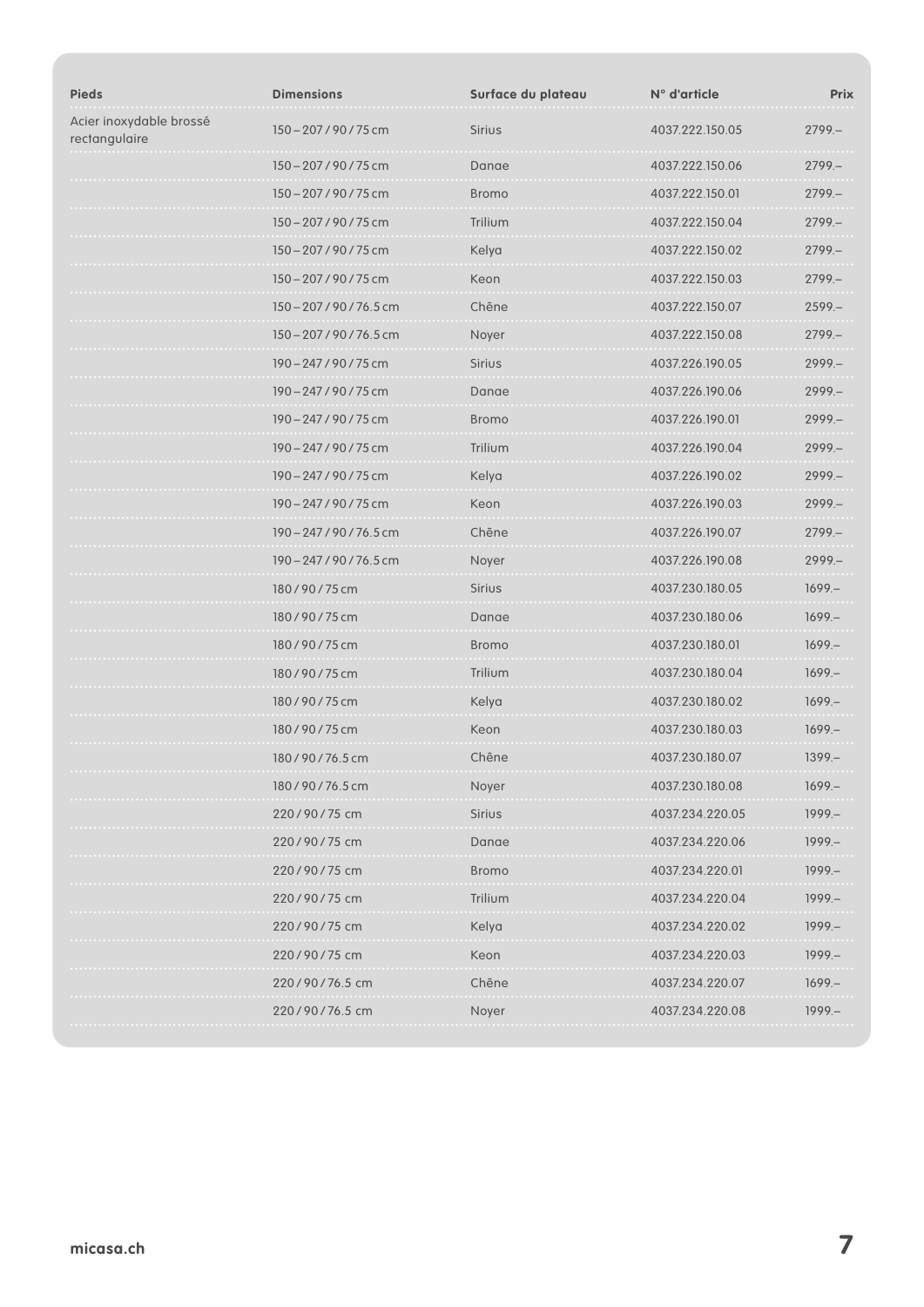| Pieds | Dimensions | Surface du plateau | N° d'article | Prix |
|---|---|---|---|---|
| Acier inoxydable brossé rectangulaire | 150 – 207 / 90 / 75 cm | Sirius | 4037.222.150.05 | 2799.– |
| | 150 – 207 / 90 / 75 cm | Danae | 4037.222.150.06 | 2799.– |
| | 150 – 207 / 90 / 75 cm | Bromo | 4037.222.150.01 | 2799.– |
| | 150 – 207 / 90 / 75 cm | Trilium | 4037.222.150.04 | 2799.– |
| | 150 – 207 / 90 / 75 cm | Kelya | 4037.222.150.02 | 2799.– |
| | 150 – 207 / 90 / 75 cm | Keon | 4037.222.150.03 | 2799.– |
| | 150 – 207 / 90 / 76.5 cm | Chêne | 4037.222.150.07 | 2599.– |
| | 150 – 207 / 90 / 76.5 cm | Noyer | 4037.222.150.08 | 2799.– |
| | 190 – 247 / 90 / 75 cm | Sirius | 4037.226.190.05 | 2999.– |
| | 190 – 247 / 90 / 75 cm | Danae | 4037.226.190.06 | 2999.– |
| | 190 – 247 / 90 / 75 cm | Bromo | 4037.226.190.01 | 2999.– |
| | 190 – 247 / 90 / 75 cm | Trilium | 4037.226.190.04 | 2999.– |
| | 190 – 247 / 90 / 75 cm | Kelya | 4037.226.190.02 | 2999.– |
| | 190 – 247 / 90 / 75 cm | Keon | 4037.226.190.03 | 2999.– |
| | 190 – 247 / 90 / 76.5 cm | Chêne | 4037.226.190.07 | 2799.– |
| | 190 – 247 / 90 / 76.5 cm | Noyer | 4037.226.190.08 | 2999.– |
| | 180 / 90 / 75 cm | Sirius | 4037.230.180.05 | 1699.– |
| | 180 / 90 / 75 cm | Danae | 4037.230.180.06 | 1699.– |
| | 180 / 90 / 75 cm | Bromo | 4037.230.180.01 | 1699.– |
| | 180 / 90 / 75 cm | Trilium | 4037.230.180.04 | 1699.– |
| | 180 / 90 / 75 cm | Kelya | 4037.230.180.02 | 1699.– |
| | 180 / 90 / 75 cm | Keon | 4037.230.180.03 | 1699.– |
| | 180 / 90 / 76.5 cm | Chêne | 4037.230.180.07 | 1399.– |
| | 180 / 90 / 76.5 cm | Noyer | 4037.230.180.08 | 1699.– |
| | 220 / 90 / 75 cm | Sirius | 4037.234.220.05 | 1999.– |
| | 220 / 90 / 75 cm | Danae | 4037.234.220.06 | 1999.– |
| | 220 / 90 / 75 cm | Bromo | 4037.234.220.01 | 1999.– |
| | 220 / 90 / 75 cm | Trilium | 4037.234.220.04 | 1999.– |
| | 220 / 90 / 75 cm | Kelya | 4037.234.220.02 | 1999.– |
| | 220 / 90 / 75 cm | Keon | 4037.234.220.03 | 1999.– |
| | 220 / 90 / 76.5 cm | Chêne | 4037.234.220.07 | 1699.– |
| | 220 / 90 / 76.5 cm | Noyer | 4037.234.220.08 | 1999.– |

micasa.ch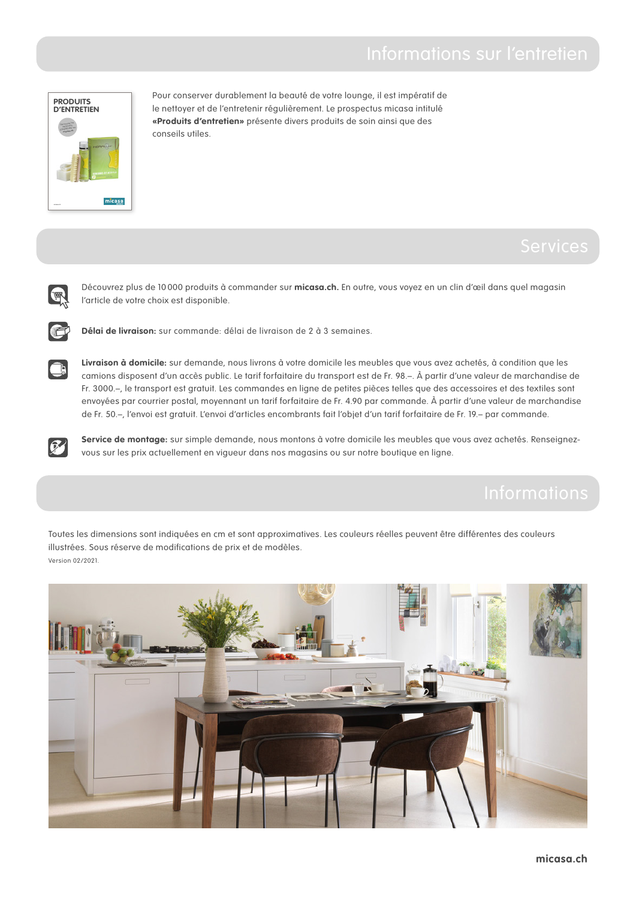## Informations sur l'entretien

Pour conserver durablement la beauté de votre lounge, il est impératif de le nettoyer et de l'entretenir régulièrement. Le prospectus micasa intitulé **«Produits d'entretien»** présente divers produits de soin ainsi que des conseils utiles.

## Services

Découvrez plus de 10 000 produits à commander sur **micasa.ch.** En outre, vous voyez en un clin d'œil dans quel magasin l'article de votre choix est disponible.

**Délai de livraison:** sur commande: délai de livraison de 2 à 3 semaines.

**Livraison à domicile:** sur demande, nous livrons à votre domicile les meubles que vous avez achetés, à condition que les camions disposent d'un accès public. Le tarif forfaitaire du transport est de Fr. 98.–. À partir d'une valeur de marchandise de Fr. 3000.–, le transport est gratuit. Les commandes en ligne de petites pièces telles que des accessoires et des textiles sont envoyées par courrier postal, moyennant un tarif forfaitaire de Fr. 4.90 par commande. À partir d'une valeur de marchandise de Fr. 50.–, l'envoi est gratuit. L'envoi d'articles encombrants fait l'objet d'un tarif forfaitaire de Fr. 19.– par commande.

**Service de montage:** sur simple demande, nous montons à votre domicile les meubles que vous avez achetés. Renseignez-vous sur les prix actuellement en vigueur dans nos magasins ou sur notre boutique en ligne.

## Informations

Toutes les dimensions sont indiquées en cm et sont approximatives. Les couleurs réelles peuvent être différentes des couleurs illustrées. Sous réserve de modifications de prix et de modèles.

Version 02/2021.

micasa.ch